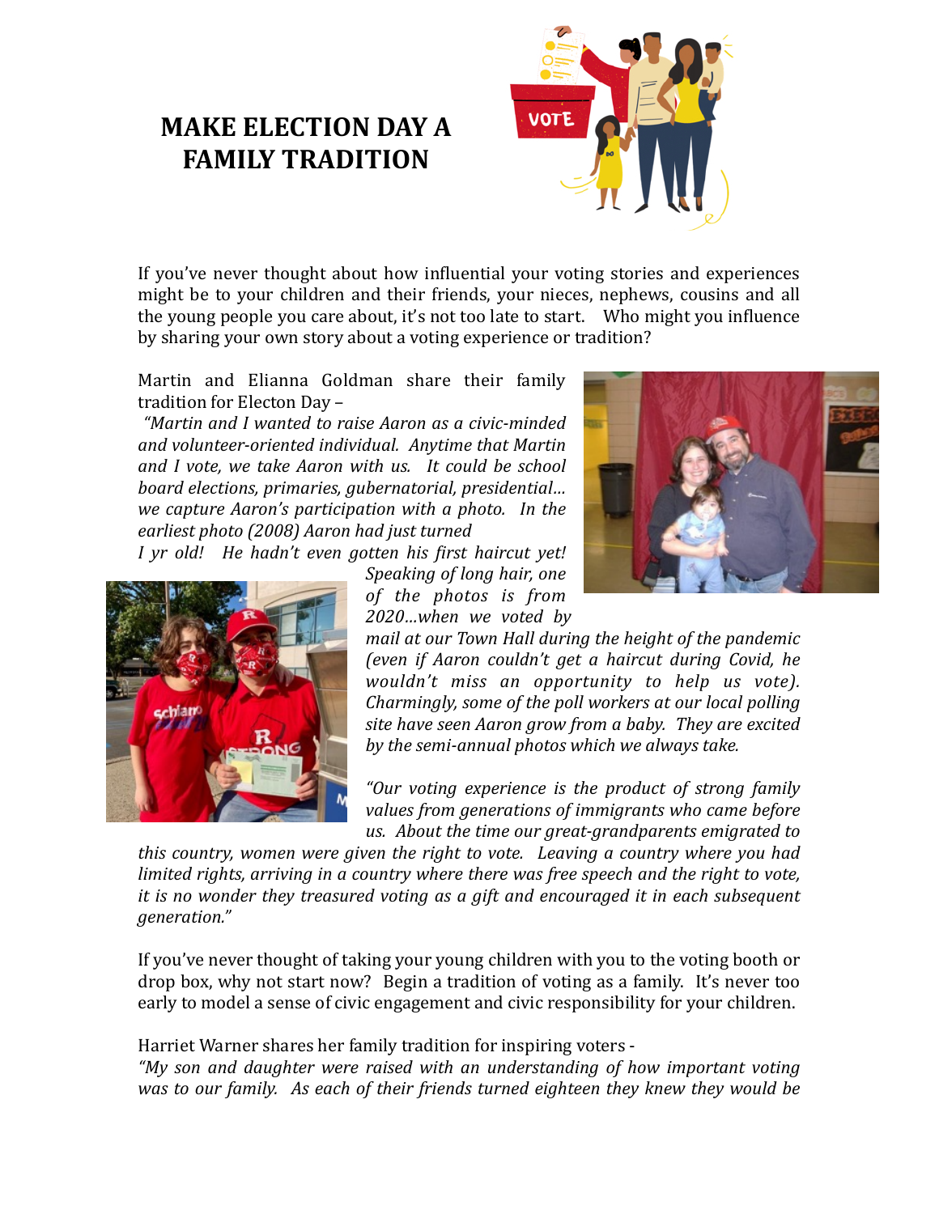# MAKE ELECTION DAY A FAMILY TRADITION

If you've never thought about how influential your voting stories and experiences might be to your children and their friends, your nieces, nephews, cousins and all the young people you care about, it's not too late to start. Who might you influence by sharing your own story about a voting experience or tradition?

Martin and Elianna Goldman share their family tradition for Electon Day –

*"Martin and I wanted to raise Aaron as a civic-minded and volunteer-oriented individual. Anytime that Martin and I vote, we take Aaron with us. It could be school board elections, primaries, gubernatorial, presidential… we capture Aaron's participation with a photo. In the earliest photo (2008) Aaron had just turned I yr old! He hadn't even gotten his first haircut yet! Speaking of long hair, one of the photos is from 2020…when we voted by mail at our Town Hall during the height of the pandemic (even if Aaron couldn't get a haircut during Covid, he wouldn't miss an opportunity to help us vote). Charmingly, some of the poll workers at our local polling site have seen Aaron grow from a baby. They are excited by the semi-annual photos which we always take.*

*"Our voting experience is the product of strong family values from generations of immigrants who came before us. About the time our great-grandparents emigrated to this country, women were given the right to vote. Leaving a country where you had limited rights, arriving in a country where there was free speech and the right to vote, it is no wonder they treasured voting as a gift and encouraged it in each subsequent generation."*

If you've never thought of taking your young children with you to the voting booth or drop box, why not start now? Begin a tradition of voting as a family. It's never too early to model a sense of civic engagement and civic responsibility for your children.

Harriet Warner shares her family tradition for inspiring voters -

*"My son and daughter were raised with an understanding of how important voting was to our family. As each of their friends turned eighteen they knew they would be*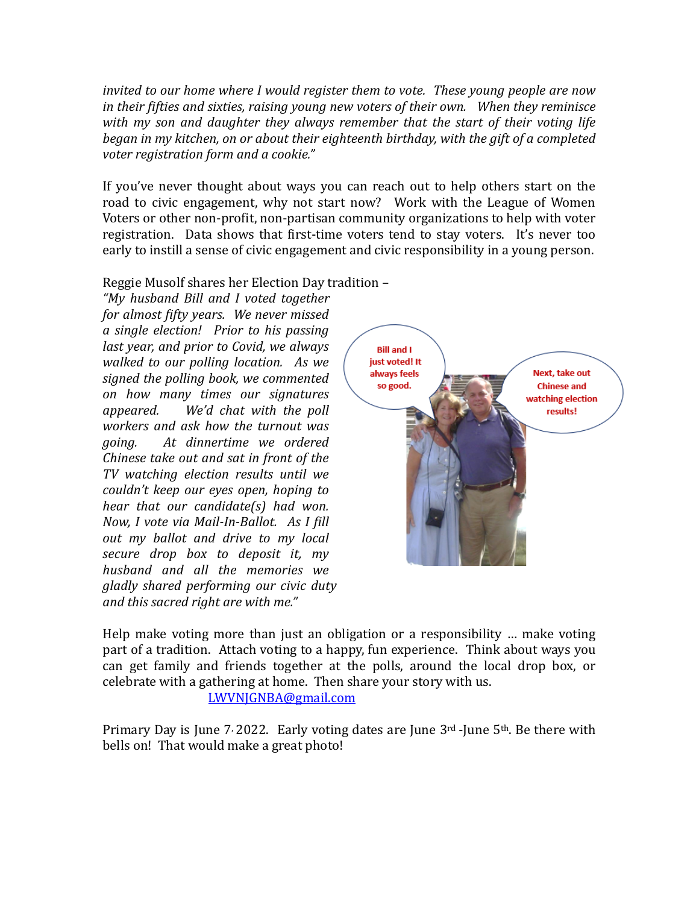*invited to our home where I would register them to vote. These young people are now in their fifties and sixties, raising young new voters of their own. When they reminisce with my son and daughter they always remember that the start of their voting life began in my kitchen, on or about their eighteenth birthday, with the gift of a completed voter registration form and a cookie."*

If you've never thought about ways you can reach out to help others start on the road to civic engagement, why not start now? Work with the League of Women Voters or other non-profit, non-partisan community organizations to help with voter registration. Data shows that first-time voters tend to stay voters. It's never too early to instill a sense of civic engagement and civic responsibility in a young person.

Reggie Musolf shares her Election Day tradition –
*"My husband Bill and I voted together for almost fifty years. We never missed a single election! Prior to his passing last year, and prior to Covid, we always walked to our polling location. As we signed the polling book, we commented on how many times our signatures appeared. We'd chat with the poll workers and ask how the turnout was going. At dinnertime we ordered Chinese take out and sat in front of the TV watching election results until we couldn't keep our eyes open, hoping to hear that our candidate(s) had won. Now, I vote via Mail-In-Ballot. As I fill out my ballot and drive to my local secure drop box to deposit it, my husband and all the memories we gladly shared performing our civic duty and this sacred right are with me."*

Bill and I just voted! It always feels so good.

Next, take out Chinese and watching election results!

Help make voting more than just an obligation or a responsibility … make voting part of a tradition. Attach voting to a happy, fun experience. Think about ways you can get family and friends together at the polls, around the local drop box, or celebrate with a gathering at home. Then share your story with us.

LWVNJGNBA@gmail.com

Primary Day is June 7, 2022. Early voting dates are June 3rd -June 5th. Be there with bells on! That would make a great photo!